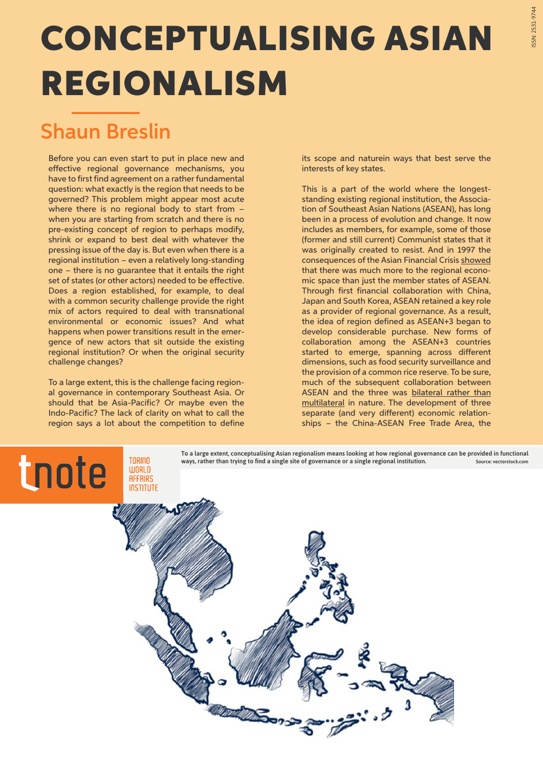# CONCEPTUALISING ASIAN REGIONALISM

## Shaun Breslin

Before you can even start to put in place new and effective regional governance mechanisms, you have to first find agreement on a rather fundamental question: what exactly is the region that needs to be governed? This problem might appear most acute where there is no regional body to start from – when you are starting from scratch and there is no pre-existing concept of region to perhaps modify, shrink or expand to best deal with whatever the pressing issue of the day is. But even when there is a regional institution – even a relatively long-standing one – there is no guarantee that it entails the right set of states (or other actors) needed to be effective. Does a region established, for example, to deal with a common security challenge provide the right mix of actors required to deal with transnational environmental or economic issues? And what happens when power transitions result in the emergence of new actors that sit outside the existing regional institution? Or when the original security challenge changes?

To a large extent, this is the challenge facing regional governance in contemporary Southeast Asia. Or should that be Asia-Pacific? Or maybe even the Indo-Pacific? The lack of clarity on what to call the region says a lot about the competition to define its scope and naturein ways that best serve the interests of key states.

This is a part of the world where the longest-standing existing regional institution, the Association of Southeast Asian Nations (ASEAN), has long been in a process of evolution and change. It now includes as members, for example, some of those (former and still current) Communist states that it was originally created to resist. And in 1997 the consequences of the Asian Financial Crisis showed that there was much more to the regional economic space than just the member states of ASEAN. Through first financial collaboration with China, Japan and South Korea, ASEAN retained a key role as a provider of regional governance. As a result, the idea of region defined as ASEAN+3 began to develop considerable purchase. New forms of collaboration among the ASEAN+3 countries started to emerge, spanning across different dimensions, such as food security surveillance and the provision of a common rice reserve. To be sure, much of the subsequent collaboration between ASEAN and the three was bilateral rather than multilateral in nature. The development of three separate (and very different) economic relationships – the China-ASEAN Free Trade Area, the

To a large extent, conceptualising Asian regionalism means looking at how regional governance can be provided in functional ways, rather than trying to find a single site of governance or a single regional institution. Source: vectorstock.com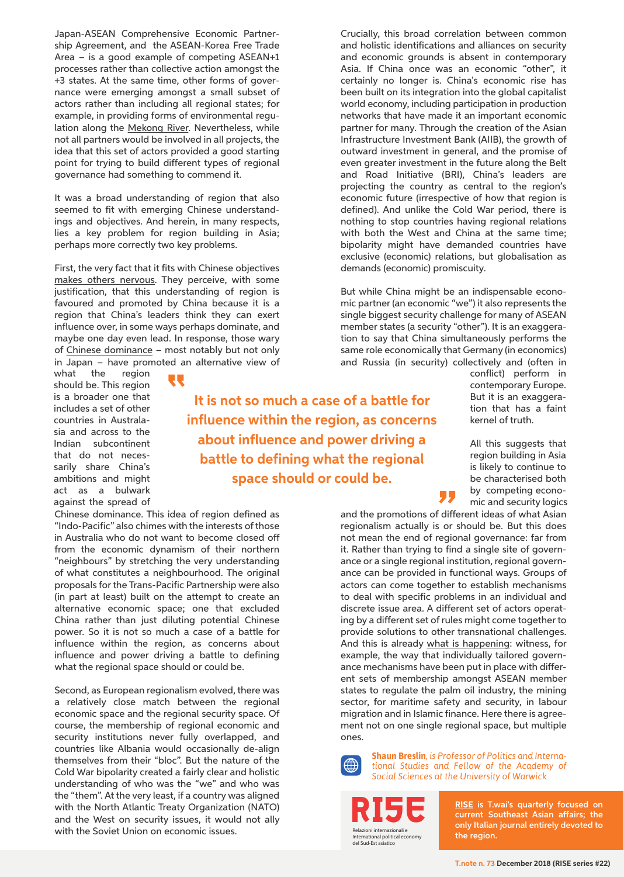Japan-ASEAN Comprehensive Economic Partnership Agreement, and the ASEAN-Korea Free Trade Area – is a good example of competing ASEAN+1 processes rather than collective action amongst the +3 states. At the same time, other forms of governance were emerging amongst a small subset of actors rather than including all regional states; for example, in providing forms of environmental regulation along the Mekong River. Nevertheless, while not all partners would be involved in all projects, the idea that this set of actors provided a good starting point for trying to build different types of regional governance had something to commend it.

It was a broad understanding of region that also seemed to fit with emerging Chinese understandings and objectives. And herein, in many respects, lies a key problem for region building in Asia; perhaps more correctly two key problems.

First, the very fact that it fits with Chinese objectives makes others nervous. They perceive, with some justification, that this understanding of region is favoured and promoted by China because it is a region that China's leaders think they can exert influence over, in some ways perhaps dominate, and maybe one day even lead. In response, those wary of Chinese dominance – most notably but not only in Japan – have promoted an alternative view of what the region should be. This region is a broader one that includes a set of other countries in Australasia and across to the Indian subcontinent that do not necessarily share China's ambitions and might act as a bulwark against the spread of Chinese dominance. This idea of region defined as "Indo-Pacific" also chimes with the interests of those in Australia who do not want to become closed off from the economic dynamism of their northern "neighbours" by stretching the very understanding of what constitutes a neighbourhood. The original proposals for the Trans-Pacific Partnership were also (in part at least) built on the attempt to create an alternative economic space; one that excluded China rather than just diluting potential Chinese power. So it is not so much a case of a battle for influence within the region, as concerns about influence and power driving a battle to defining what the regional space should or could be.

> **It is not so much a case of a battle for influence within the region, as concerns about influence and power driving a battle to defining what the regional space should or could be.**

Second, as European regionalism evolved, there was a relatively close match between the regional economic space and the regional security space. Of course, the membership of regional economic and security institutions never fully overlapped, and countries like Albania would occasionally de-align themselves from their "bloc". But the nature of the Cold War bipolarity created a fairly clear and holistic understanding of who was the "we" and who was the "them". At the very least, if a country was aligned with the North Atlantic Treaty Organization (NATO) and the West on security issues, it would not ally with the Soviet Union on economic issues.

Crucially, this broad correlation between common and holistic identifications and alliances on security and economic grounds is absent in contemporary Asia. If China once was an economic "other", it certainly no longer is. China's economic rise has been built on its integration into the global capitalist world economy, including participation in production networks that have made it an important economic partner for many. Through the creation of the Asian Infrastructure Investment Bank (AIIB), the growth of outward investment in general, and the promise of even greater investment in the future along the Belt and Road Initiative (BRI), China's leaders are projecting the country as central to the region's economic future (irrespective of how that region is defined). And unlike the Cold War period, there is nothing to stop countries having regional relations with both the West and China at the same time; bipolarity might have demanded countries have exclusive (economic) relations, but globalisation as demands (economic) promiscuity.

But while China might be an indispensable economic partner (an economic "we") it also represents the single biggest security challenge for many of ASEAN member states (a security "other"). It is an exaggeration to say that China simultaneously performs the same role economically that Germany (in economics) and Russia (in security) collectively and (often in conflict) perform in contemporary Europe. But it is an exaggeration that has a faint kernel of truth.

All this suggests that region building in Asia is likely to continue to be characterised both by competing economic and security logics and the promotions of different ideas of what Asian regionalism actually is or should be. But this does not mean the end of regional governance: far from it. Rather than trying to find a single site of governance or a single regional institution, regional governance can be provided in functional ways. Groups of actors can come together to establish mechanisms to deal with specific problems in an individual and discrete issue area. A different set of actors operating by a different set of rules might come together to provide solutions to other transnational challenges. And this is already what is happening: witness, for example, the way that individually tailored governance mechanisms have been put in place with different sets of membership amongst ASEAN member states to regulate the palm oil industry, the mining sector, for maritime safety and security, in labour migration and in Islamic finance. Here there is agreement not on one single regional space, but multiple ones.

**Shaun Breslin**, *is Professor of Politics and International Studies and Fellow of the Academy of Social Sciences at the University of Warwick*

RI5E
Relazioni internazionali e International political economy del Sud-Est asiatico

**RISE is T.wai's quarterly focused on current Southeast Asian affairs; the only Italian journal entirely devoted to the region.**